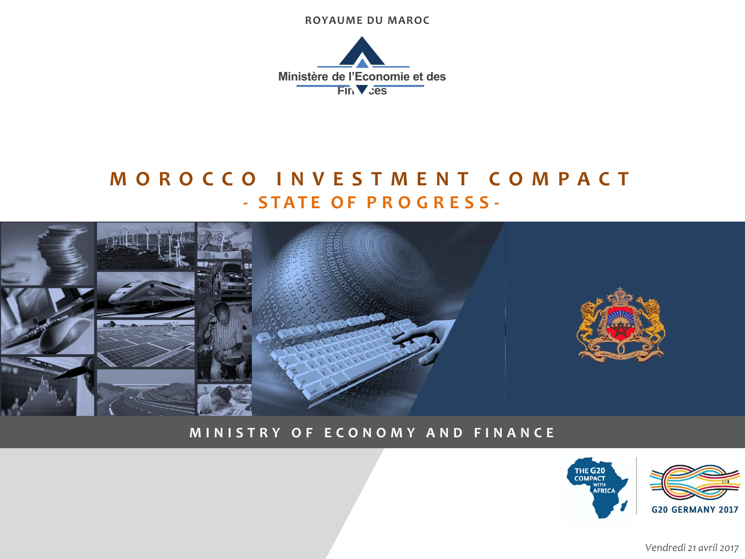ROYAUME DU MAROC

Ministère de l'Economie et des Finances

# MOROCCO INVESTMENT COMPACT

## - STATE OF PROGRESS -

MINISTRY OF ECONOMY AND FINANCE

THE G20 COMPACT WITH AFRICA

G20 GERMANY 2017

*Vendredi 21 avril 2017*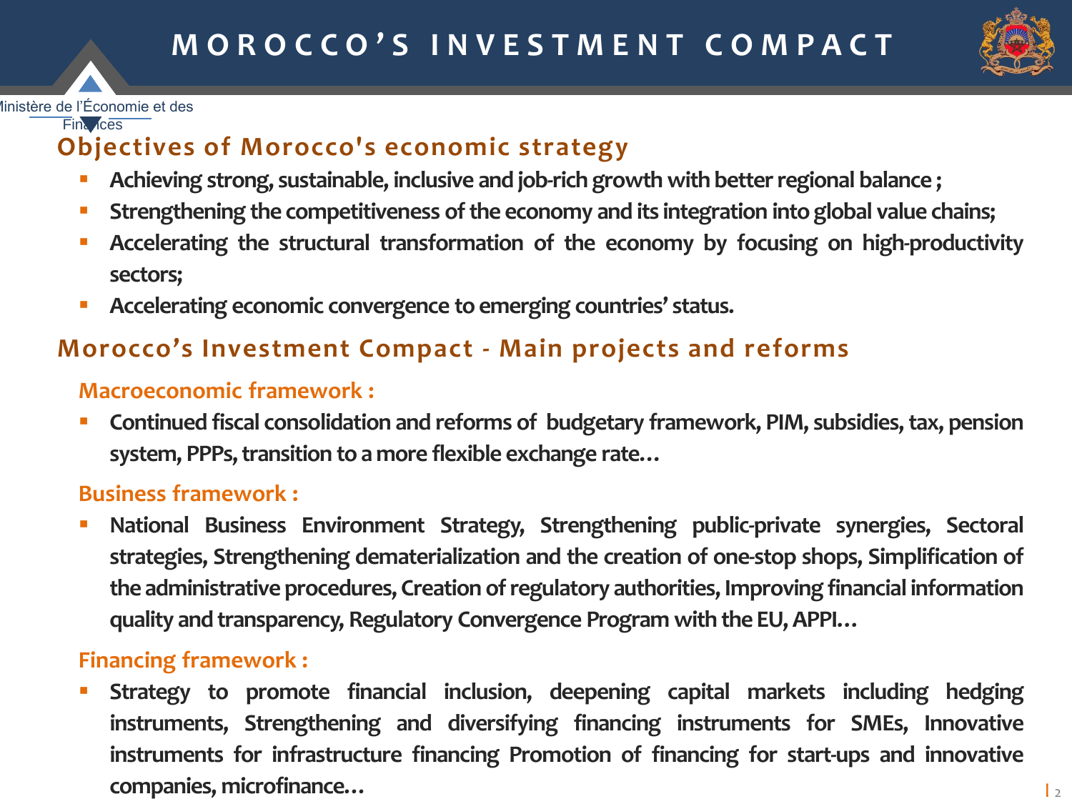# MOROCCO'S INVESTMENT COMPACT

Ministère de l'Économie et des Finances

## Objectives of Morocco's economic strategy

- Achieving strong, sustainable, inclusive and job-rich growth with better regional balance ;
- Strengthening the competitiveness of the economy and its integration into global value chains;
- Accelerating the structural transformation of the economy by focusing on high-productivity sectors;
- Accelerating economic convergence to emerging countries' status.

## Morocco's Investment Compact - Main projects and reforms

### Macroeconomic framework :

- Continued fiscal consolidation and reforms of budgetary framework, PIM, subsidies, tax, pension system, PPPs, transition to a more flexible exchange rate…

### Business framework :

- National Business Environment Strategy, Strengthening public-private synergies, Sectoral strategies, Strengthening dematerialization and the creation of one-stop shops, Simplification of the administrative procedures, Creation of regulatory authorities, Improving financial information quality and transparency, Regulatory Convergence Program with the EU, APPI…

### Financing framework :

- Strategy to promote financial inclusion, deepening capital markets including hedging instruments, Strengthening and diversifying financing instruments for SMEs, Innovative instruments for infrastructure financing Promotion of financing for start-ups and innovative companies, microfinance…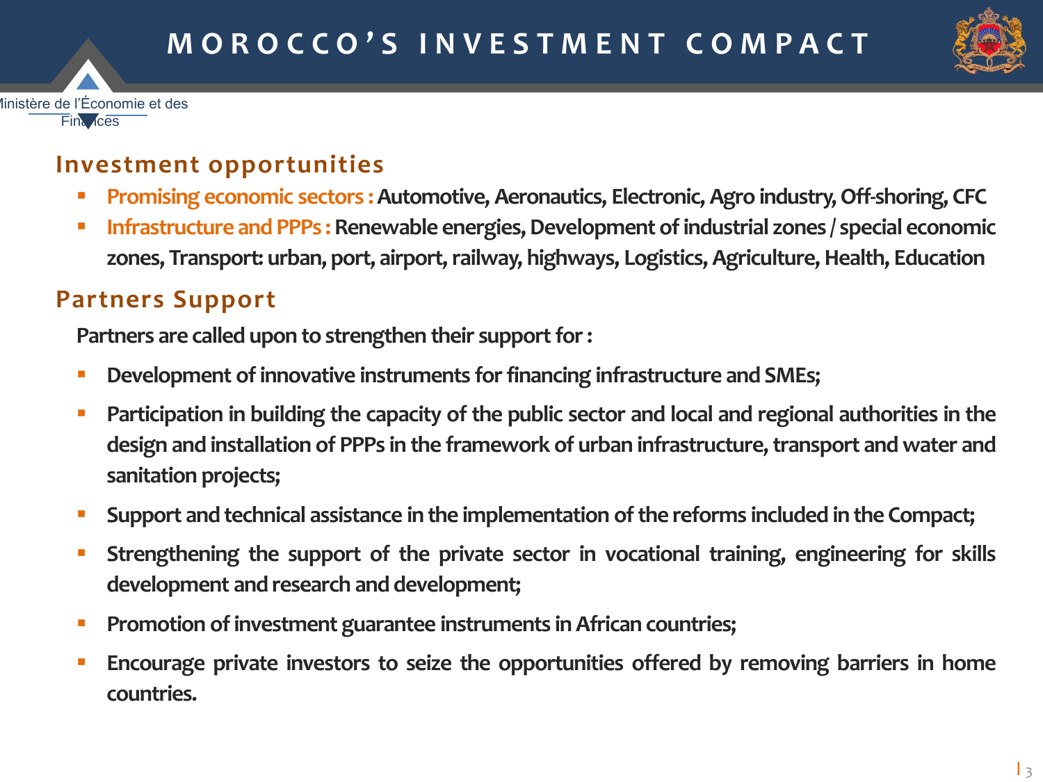# MOROCCO'S INVESTMENT COMPACT

Ministère de l'Économie et des Finances

## Investment opportunities

- **Promising economic sectors :** Automotive, Aeronautics, Electronic, Agro industry, Off-shoring, CFC
- **Infrastructure and PPPs :** Renewable energies, Development of industrial zones / special economic zones, Transport: urban, port, airport, railway, highways, Logistics, Agriculture, Health, Education

## Partners Support

Partners are called upon to strengthen their support for :

- Development of innovative instruments for financing infrastructure and SMEs;
- Participation in building the capacity of the public sector and local and regional authorities in the design and installation of PPPs in the framework of urban infrastructure, transport and water and sanitation projects;
- Support and technical assistance in the implementation of the reforms included in the Compact;
- Strengthening the support of the private sector in vocational training, engineering for skills development and research and development;
- Promotion of investment guarantee instruments in African countries;
- Encourage private investors to seize the opportunities offered by removing barriers in home countries.